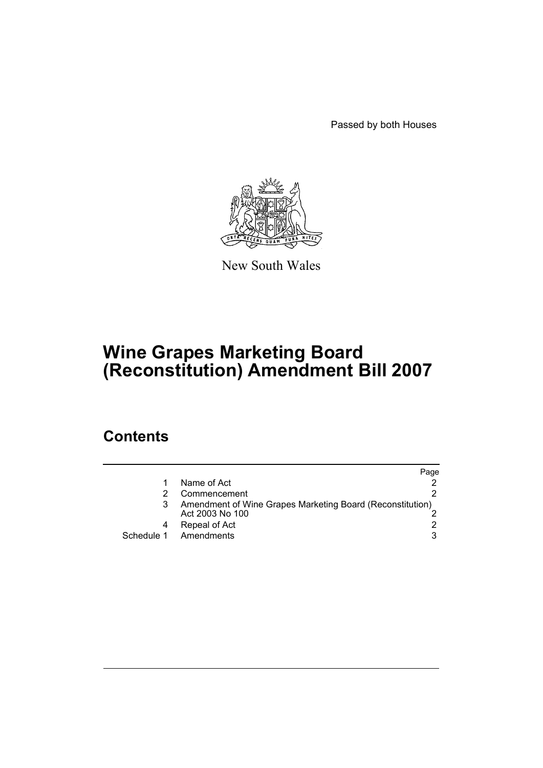Passed by both Houses

New South Wales

# Wine Grapes Marketing Board (Reconstitution) Amendment Bill 2007

## Contents

| | | Page |
|---|---|---|
| 1 | Name of Act | 2 |
| 2 | Commencement | 2 |
| 3 | Amendment of Wine Grapes Marketing Board (Reconstitution) Act 2003 No 100 | 2 |
| 4 | Repeal of Act | 2 |
| Schedule 1 | Amendments | 3 |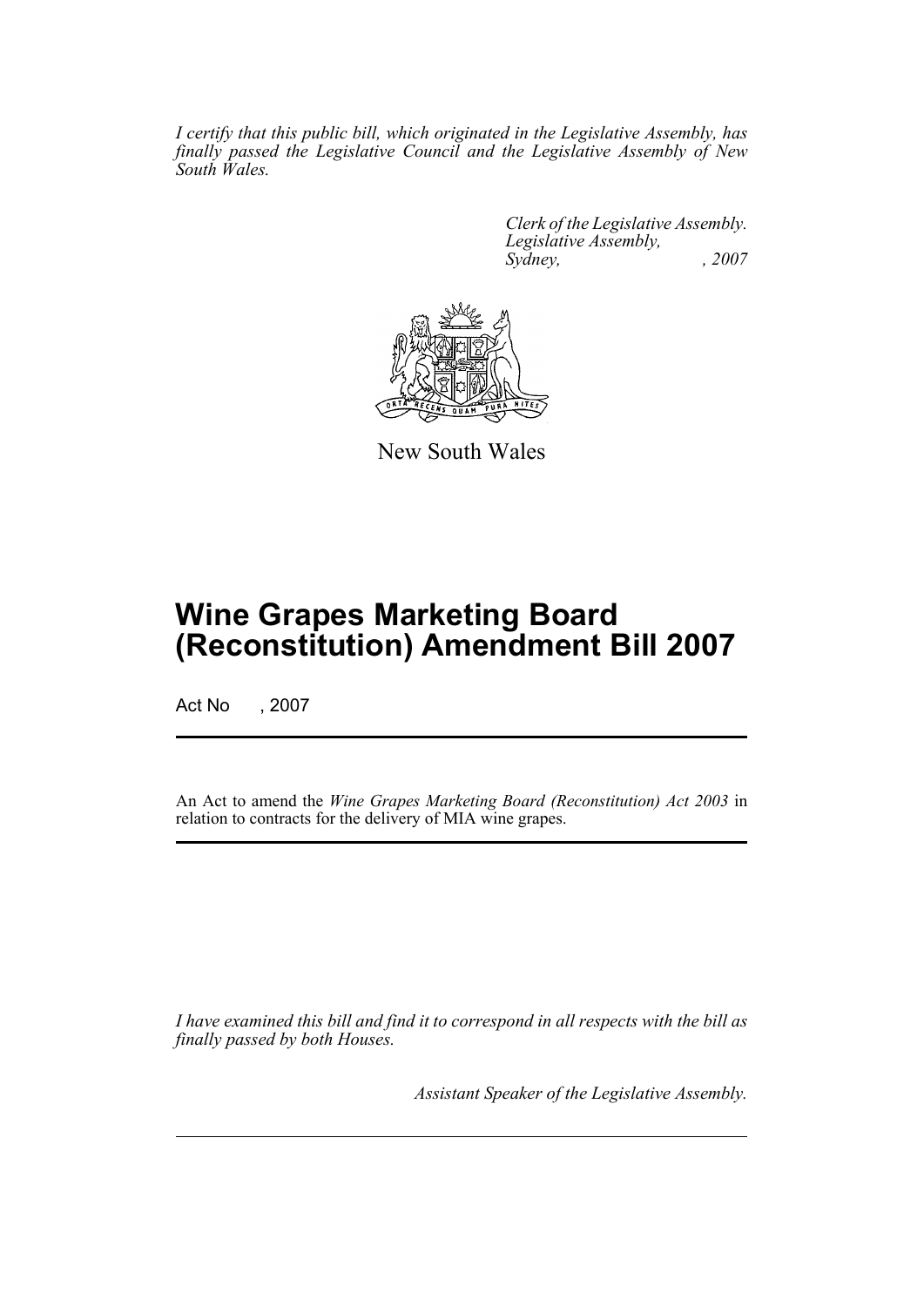*I certify that this public bill, which originated in the Legislative Assembly, has finally passed the Legislative Council and the Legislative Assembly of New South Wales.*

*Clerk of the Legislative Assembly.*
*Legislative Assembly,*
*Sydney, , 2007*

New South Wales

# Wine Grapes Marketing Board (Reconstitution) Amendment Bill 2007

Act No , 2007

An Act to amend the *Wine Grapes Marketing Board (Reconstitution) Act 2003* in relation to contracts for the delivery of MIA wine grapes.

*I have examined this bill and find it to correspond in all respects with the bill as finally passed by both Houses.*

*Assistant Speaker of the Legislative Assembly.*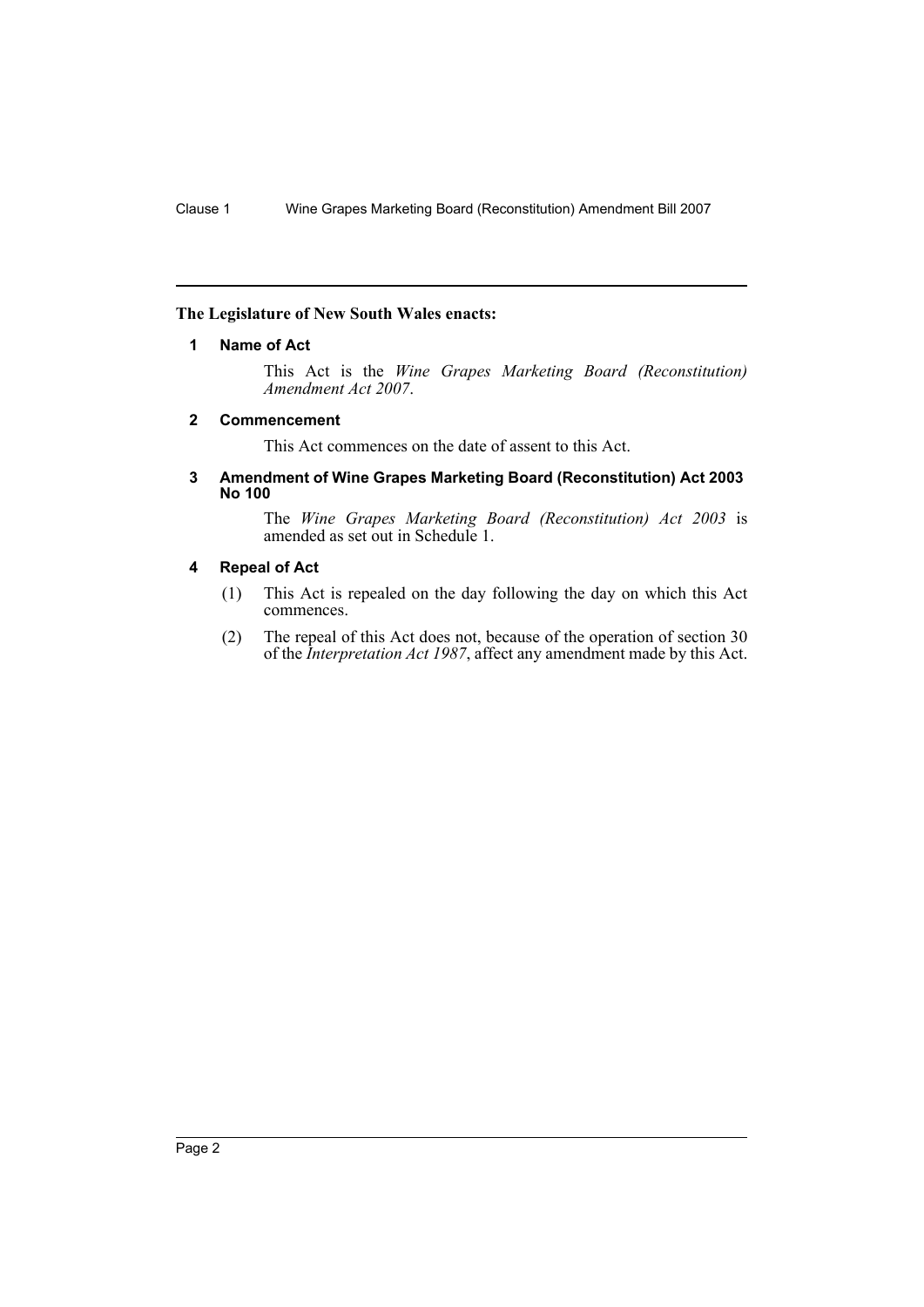**The Legislature of New South Wales enacts:**

**1 Name of Act**

This Act is the *Wine Grapes Marketing Board (Reconstitution) Amendment Act 2007*.

**2 Commencement**

This Act commences on the date of assent to this Act.

**3 Amendment of Wine Grapes Marketing Board (Reconstitution) Act 2003 No 100**

The *Wine Grapes Marketing Board (Reconstitution) Act 2003* is amended as set out in Schedule 1.

**4 Repeal of Act**

(1) This Act is repealed on the day following the day on which this Act commences.

(2) The repeal of this Act does not, because of the operation of section 30 of the *Interpretation Act 1987*, affect any amendment made by this Act.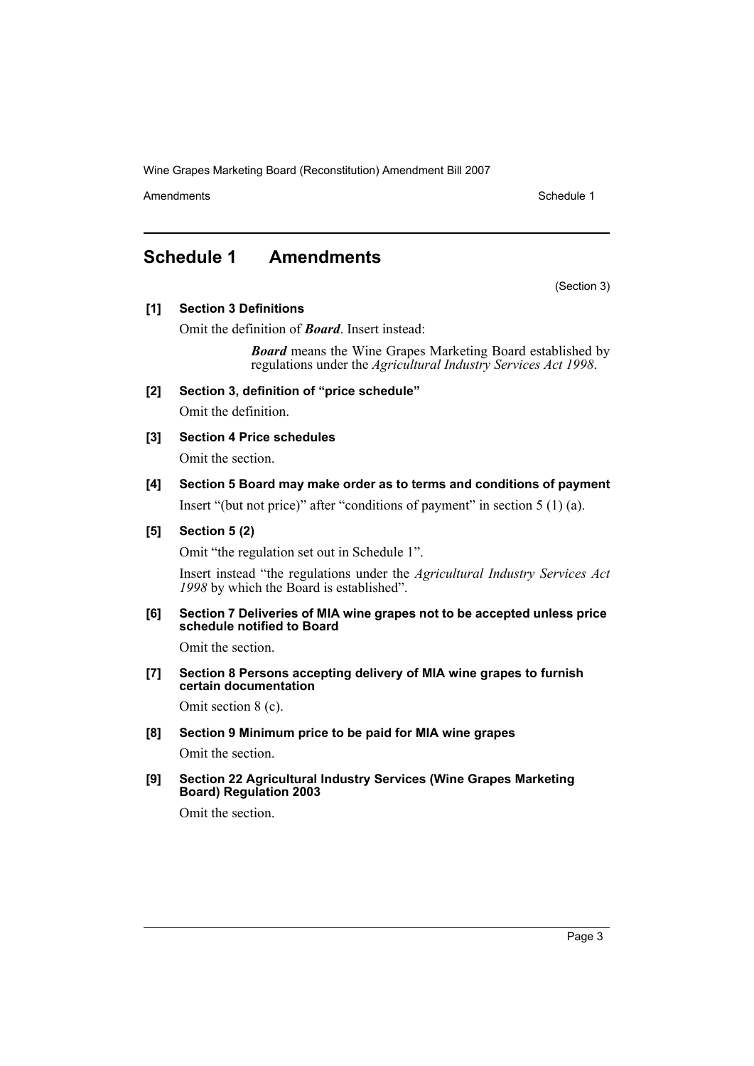## Schedule 1 Amendments

(Section 3)

**[1] Section 3 Definitions**

Omit the definition of ***Board***. Insert instead:

> ***Board*** means the Wine Grapes Marketing Board established by regulations under the *Agricultural Industry Services Act 1998*.

**[2] Section 3, definition of "price schedule"**

Omit the definition.

**[3] Section 4 Price schedules**

Omit the section.

**[4] Section 5 Board may make order as to terms and conditions of payment**

Insert "(but not price)" after "conditions of payment" in section 5 (1) (a).

**[5] Section 5 (2)**

Omit "the regulation set out in Schedule 1".

Insert instead "the regulations under the *Agricultural Industry Services Act 1998* by which the Board is established".

**[6] Section 7 Deliveries of MIA wine grapes not to be accepted unless price schedule notified to Board**

Omit the section.

**[7] Section 8 Persons accepting delivery of MIA wine grapes to furnish certain documentation**

Omit section 8 (c).

**[8] Section 9 Minimum price to be paid for MIA wine grapes**

Omit the section.

**[9] Section 22 Agricultural Industry Services (Wine Grapes Marketing Board) Regulation 2003**

Omit the section.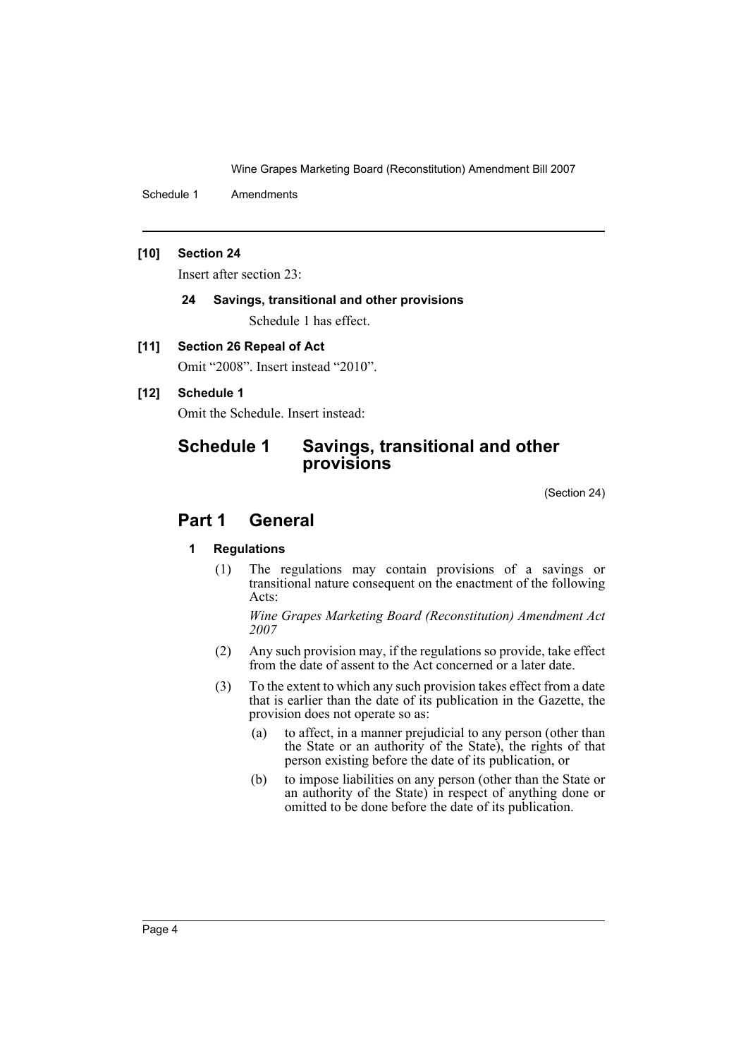**[10] Section 24**

Insert after section 23:

**24 Savings, transitional and other provisions**

Schedule 1 has effect.

**[11] Section 26 Repeal of Act**

Omit "2008". Insert instead "2010".

**[12] Schedule 1**

Omit the Schedule. Insert instead:

# Schedule 1 Savings, transitional and other provisions

(Section 24)

## Part 1 General

### 1 Regulations

(1) The regulations may contain provisions of a savings or transitional nature consequent on the enactment of the following Acts:

*Wine Grapes Marketing Board (Reconstitution) Amendment Act 2007*

(2) Any such provision may, if the regulations so provide, take effect from the date of assent to the Act concerned or a later date.

(3) To the extent to which any such provision takes effect from a date that is earlier than the date of its publication in the Gazette, the provision does not operate so as:

- (a) to affect, in a manner prejudicial to any person (other than the State or an authority of the State), the rights of that person existing before the date of its publication, or
- (b) to impose liabilities on any person (other than the State or an authority of the State) in respect of anything done or omitted to be done before the date of its publication.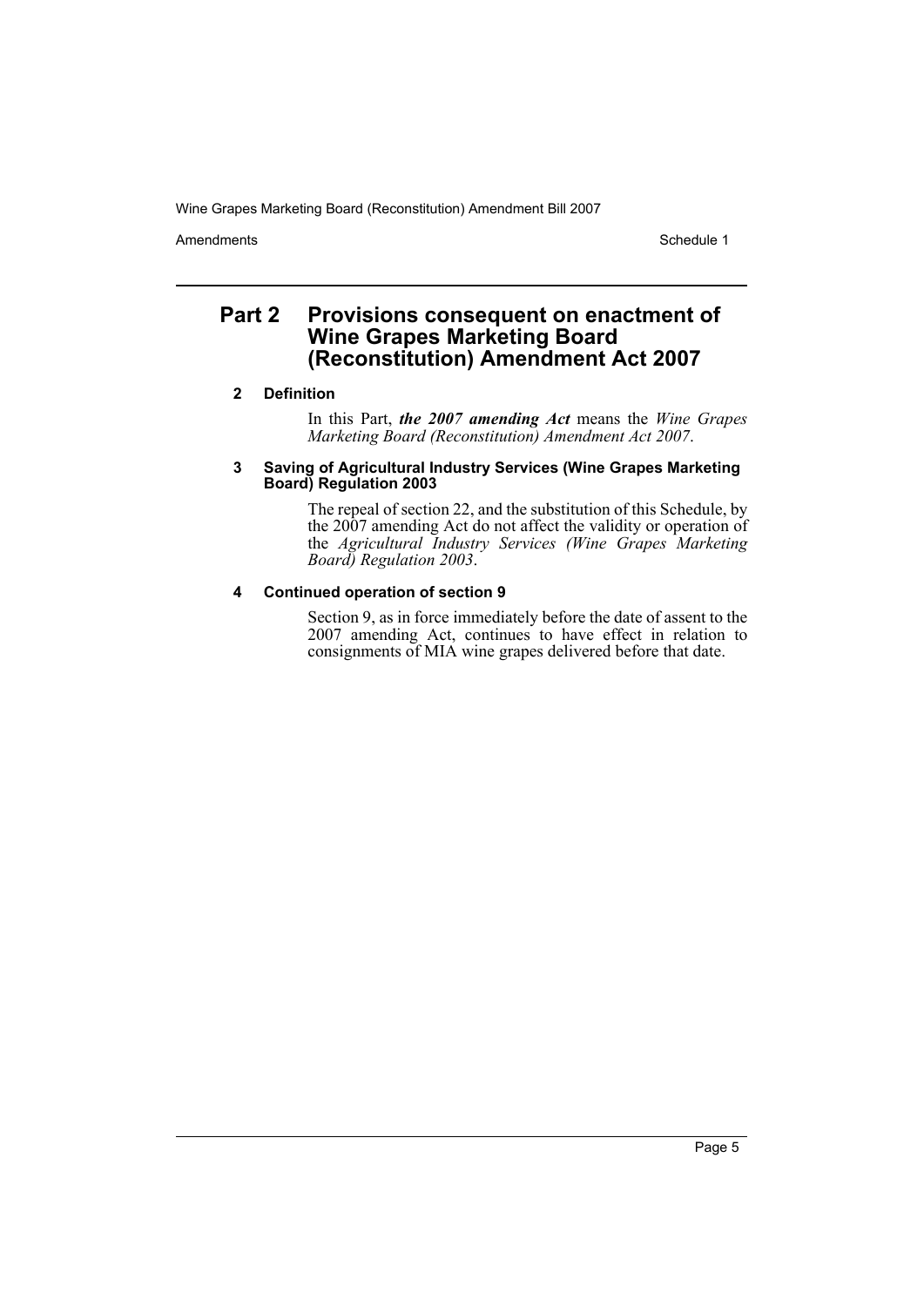## Part 2 Provisions consequent on enactment of Wine Grapes Marketing Board (Reconstitution) Amendment Act 2007

### 2 Definition

In this Part, ***the 2007 amending Act*** means the *Wine Grapes Marketing Board (Reconstitution) Amendment Act 2007*.

### 3 Saving of Agricultural Industry Services (Wine Grapes Marketing Board) Regulation 2003

The repeal of section 22, and the substitution of this Schedule, by the 2007 amending Act do not affect the validity or operation of the *Agricultural Industry Services (Wine Grapes Marketing Board) Regulation 2003*.

### 4 Continued operation of section 9

Section 9, as in force immediately before the date of assent to the 2007 amending Act, continues to have effect in relation to consignments of MIA wine grapes delivered before that date.